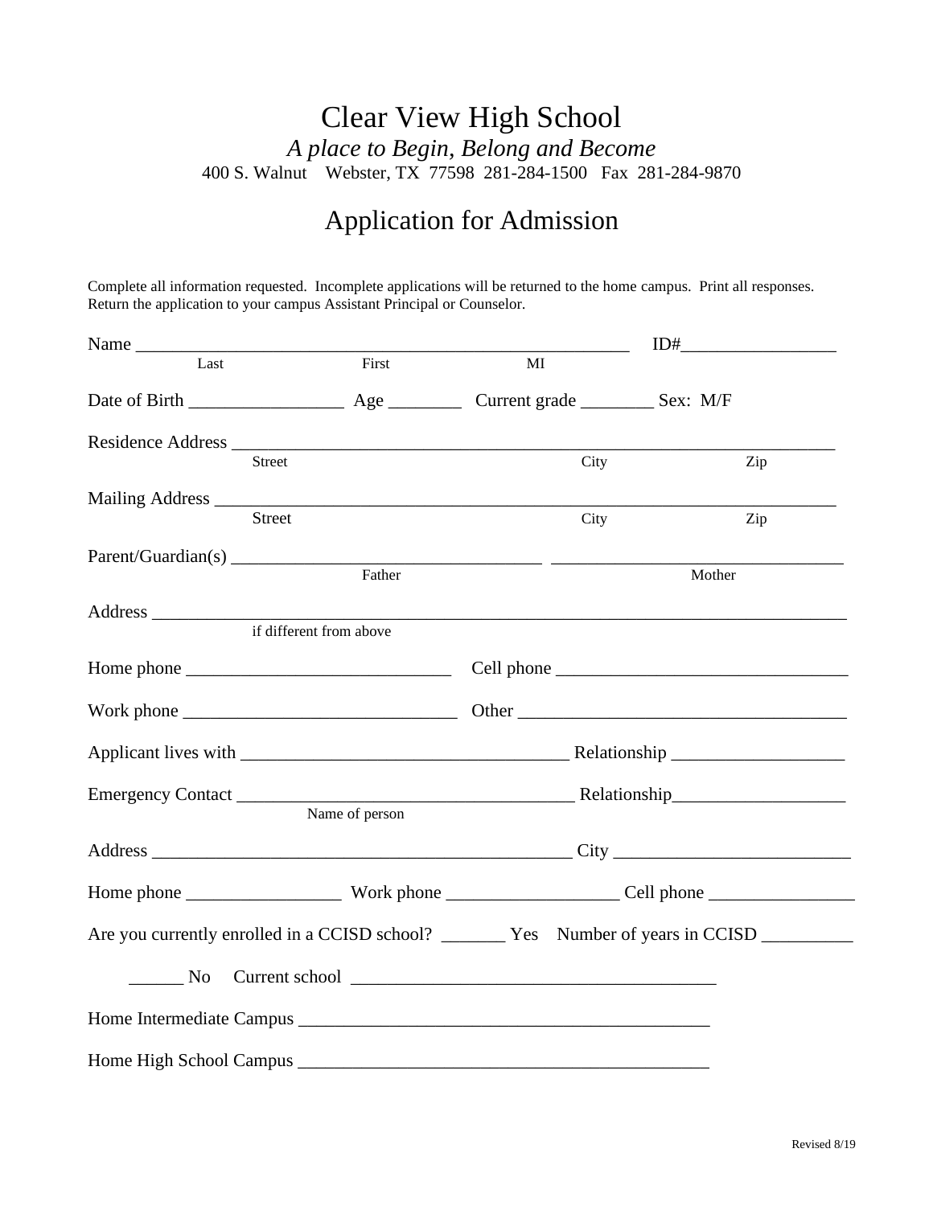# Clear View High School

*A place to Begin, Belong and Become*

400 S. Walnut    Webster, TX 77598  281-284-1500   Fax 281-284-9870

## Application for Admission

Complete all information requested. Incomplete applications will be returned to the home campus. Print all responses. Return the application to your campus Assistant Principal or Counselor.

Name ________________________________________________________ ID#_________________

Last                    First                    MI

Date of Birth _________________ Age ________ Current grade ________ Sex: M/F

Residence Address ______________________________________________________________

Street                    City                    Zip

Mailing Address ________________________________________________________________

Street                    City                    Zip

Parent/Guardian(s) ___________________________________ _________________________________

Father                    Mother

Address ________________________________________________________________________

if different from above

Home phone _____________________________ Cell phone _________________________________

Work phone ______________________________ Other ____________________________________

Applicant lives with ___________________________________ Relationship ___________________

Emergency Contact _____________________________________ Relationship___________________

Name of person

Address _______________________________________________ City __________________________

Home phone _________________ Work phone ___________________ Cell phone ________________

Are you currently enrolled in a CCISD school? _______ Yes  Number of years in CCISD __________

______ No  Current school ________________________________________

Home Intermediate Campus _____________________________________________

Home High School Campus _____________________________________________

Revised 8/19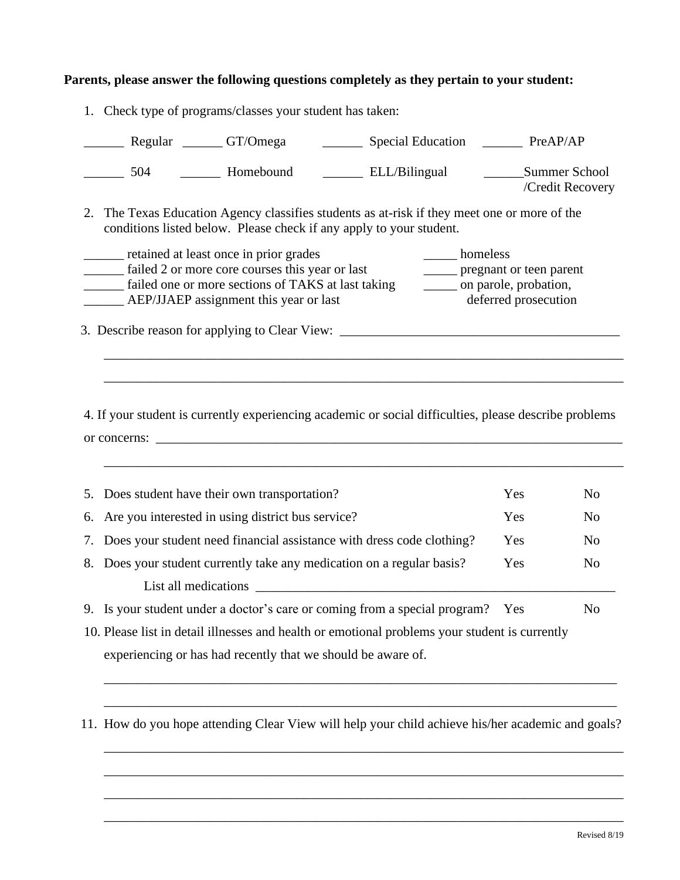**Parents, please answer the following questions completely as they pertain to your student:**

1. Check type of programs/classes your student has taken:

   ______ Regular ______ GT/Omega ______ Special Education ______ PreAP/AP

   ______ 504 ______ Homebound ______ ELL/Bilingual ______Summer School /Credit Recovery

2. The Texas Education Agency classifies students as at-risk if they meet one or more of the conditions listed below. Please check if any apply to your student.

   ______ retained at least once in prior grades
   ______ failed 2 or more core courses this year or last
   ______ failed one or more sections of TAKS at last taking
   ______ AEP/JJAEP assignment this year or last
   _____ homeless
   _____ pregnant or teen parent
   _____ on parole, probation, deferred prosecution

3. Describe reason for applying to Clear View: ____________________________________________

   ________________________________________________________________________________

   ________________________________________________________________________________

4. If your student is currently experiencing academic or social difficulties, please describe problems or concerns: ___________________________________________________________________________

   ________________________________________________________________________________

5. Does student have their own transportation? Yes No
6. Are you interested in using district bus service? Yes No
7. Does your student need financial assistance with dress code clothing? Yes No
8. Does your student currently take any medication on a regular basis? Yes No

   List all medications ________________________________________________________

9. Is your student under a doctor's care or coming from a special program? Yes No
10. Please list in detail illnesses and health or emotional problems your student is currently experiencing or has had recently that we should be aware of.

    ________________________________________________________________________________

    ________________________________________________________________________________

11. How do you hope attending Clear View will help your child achieve his/her academic and goals?

    ________________________________________________________________________________

    ________________________________________________________________________________

    ________________________________________________________________________________

    ________________________________________________________________________________

Revised 8/19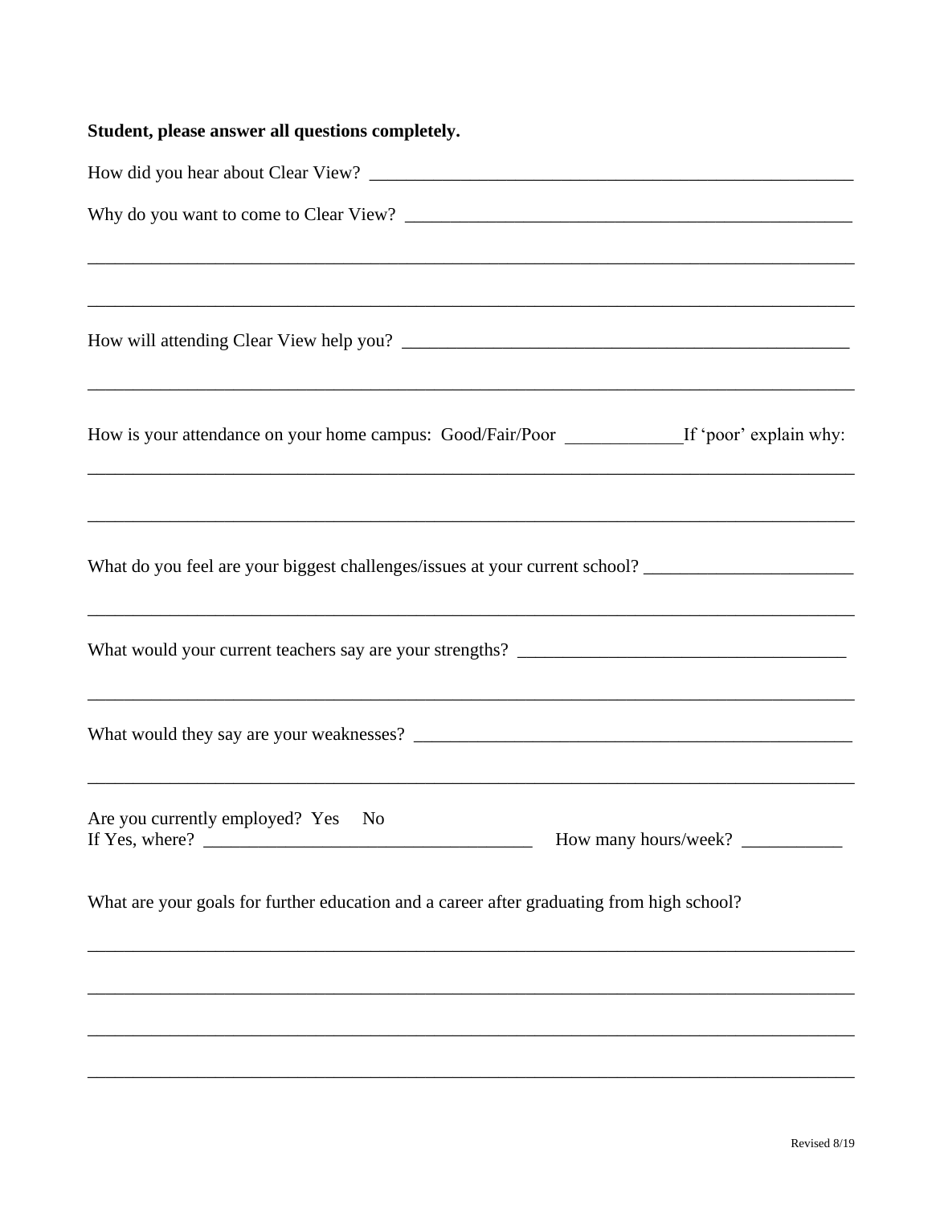**Student, please answer all questions completely.**

How did you hear about Clear View? _______________________________________________________

Why do you want to come to Clear View? __________________________________________________

______________________________________________________________________________________

______________________________________________________________________________________

How will attending Clear View help you? __________________________________________________

______________________________________________________________________________________

How is your attendance on your home campus: Good/Fair/Poor _____________If 'poor' explain why:

______________________________________________________________________________________

______________________________________________________________________________________

What do you feel are your biggest challenges/issues at your current school? _______________________

______________________________________________________________________________________

What would your current teachers say are your strengths? ____________________________________

______________________________________________________________________________________

What would they say are your weaknesses? _________________________________________________

______________________________________________________________________________________

Are you currently employed? Yes No
If Yes, where? ____________________________________ How many hours/week? ___________

What are your goals for further education and a career after graduating from high school?

______________________________________________________________________________________

______________________________________________________________________________________

______________________________________________________________________________________

______________________________________________________________________________________

Revised 8/19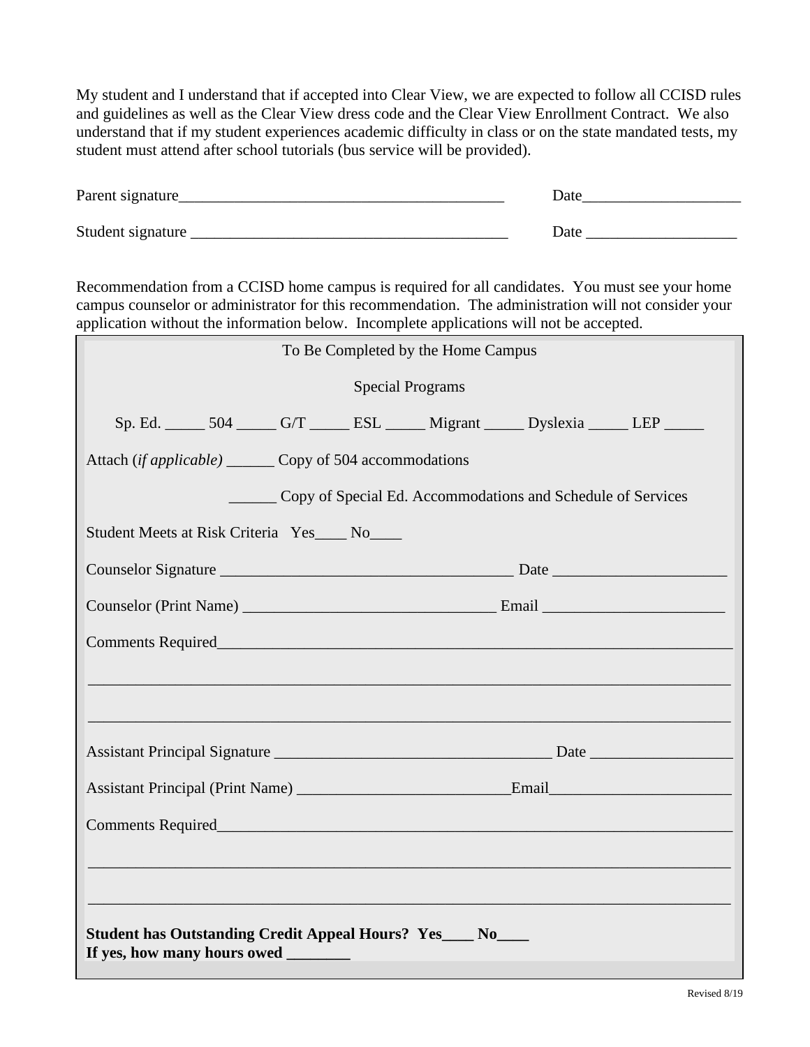My student and I understand that if accepted into Clear View, we are expected to follow all CCISD rules and guidelines as well as the Clear View dress code and the Clear View Enrollment Contract. We also understand that if my student experiences academic difficulty in class or on the state mandated tests, my student must attend after school tutorials (bus service will be provided).

Parent signature_________________________________________ Date____________________

Student signature ________________________________________ Date ___________________

Recommendation from a CCISD home campus is required for all candidates. You must see your home campus counselor or administrator for this recommendation. The administration will not consider your application without the information below. Incomplete applications will not be accepted.

To Be Completed by the Home Campus

Special Programs

Sp. Ed. _____ 504 _____ G/T _____ ESL _____ Migrant _____ Dyslexia _____ LEP _____

Attach (*if applicable)* ______ Copy of 504 accommodations

______ Copy of Special Ed. Accommodations and Schedule of Services

Student Meets at Risk Criteria Yes____ No____

Counselor Signature ____________________________________ Date _____________________

Counselor (Print Name) ______________________________ Email ______________________

Comments Required_________________________________________________________________

___________________________________________________________________________________

___________________________________________________________________________________

Assistant Principal Signature __________________________________ Date _________________

Assistant Principal (Print Name) __________________________Email______________________

Comments Required_________________________________________________________________

___________________________________________________________________________________

___________________________________________________________________________________

**Student has Outstanding Credit Appeal Hours? Yes____ No____**
**If yes, how many hours owed ________**

Revised 8/19